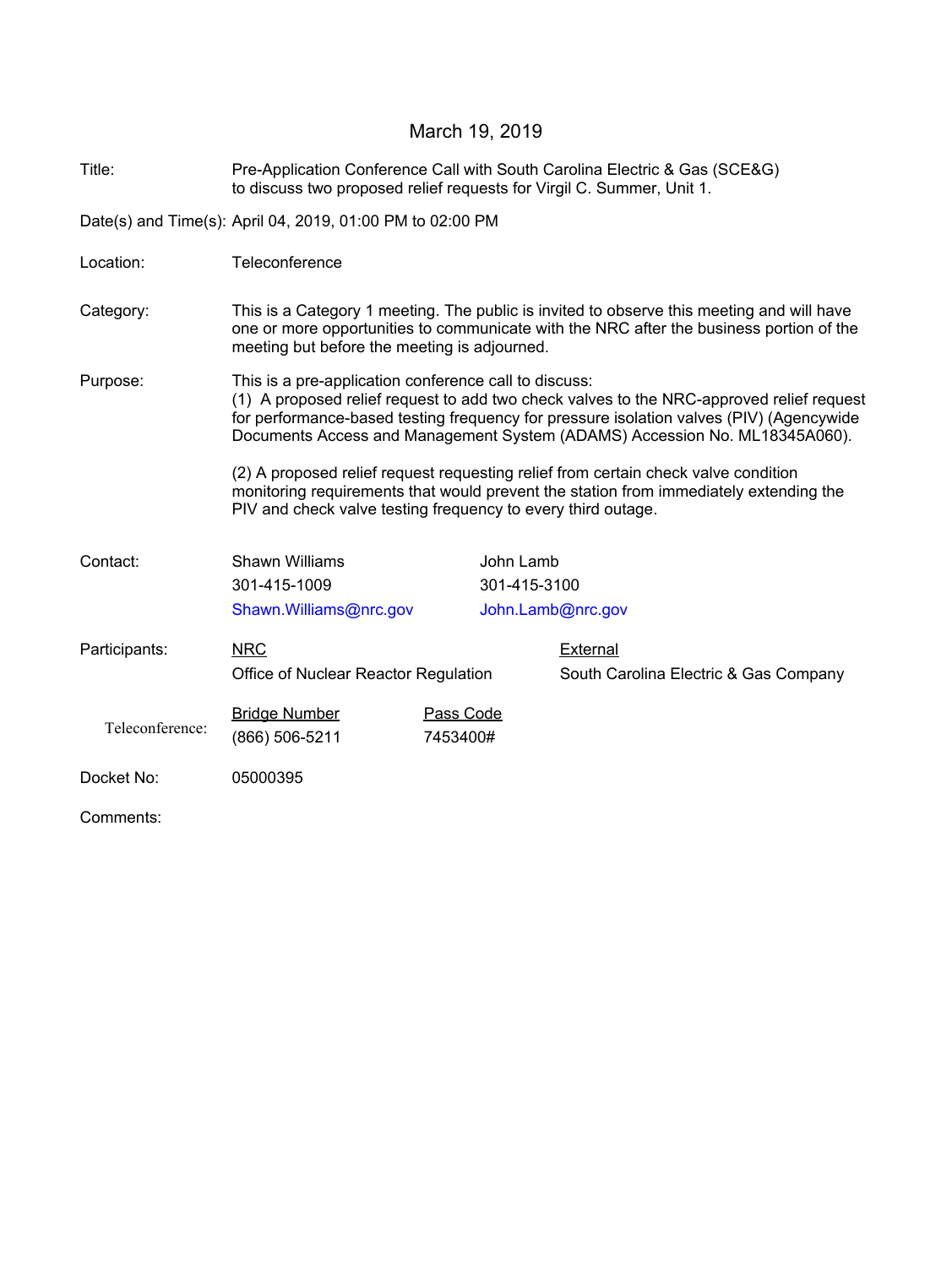March 19, 2019

| | |
|---|---|
| Title: | Pre-Application Conference Call with South Carolina Electric & Gas (SCE&G) to discuss two proposed relief requests for Virgil C. Summer, Unit 1. |
| Date(s) and Time(s): | April 04, 2019, 01:00 PM to 02:00 PM |
| Location: | Teleconference |
| Category: | This is a Category 1 meeting. The public is invited to observe this meeting and will have one or more opportunities to communicate with the NRC after the business portion of the meeting but before the meeting is adjourned. |
| Purpose: | This is a pre-application conference call to discuss:<br>(1) A proposed relief request to add two check valves to the NRC-approved relief request for performance-based testing frequency for pressure isolation valves (PIV) (Agencywide Documents Access and Management System (ADAMS) Accession No. ML18345A060).<br><br>(2) A proposed relief request requesting relief from certain check valve condition monitoring requirements that would prevent the station from immediately extending the PIV and check valve testing frequency to every third outage. |

Contact:

| Shawn Williams | John Lamb |
|---|---|
| 301-415-1009 | 301-415-3100 |
| Shawn.Williams@nrc.gov | John.Lamb@nrc.gov |

Participants:

| NRC | External |
|---|---|
| Office of Nuclear Reactor Regulation | South Carolina Electric & Gas Company |

Teleconference:

| Bridge Number | Pass Code |
|---|---|
| (866) 506-5211 | 7453400# |

Docket No: 05000395

Comments: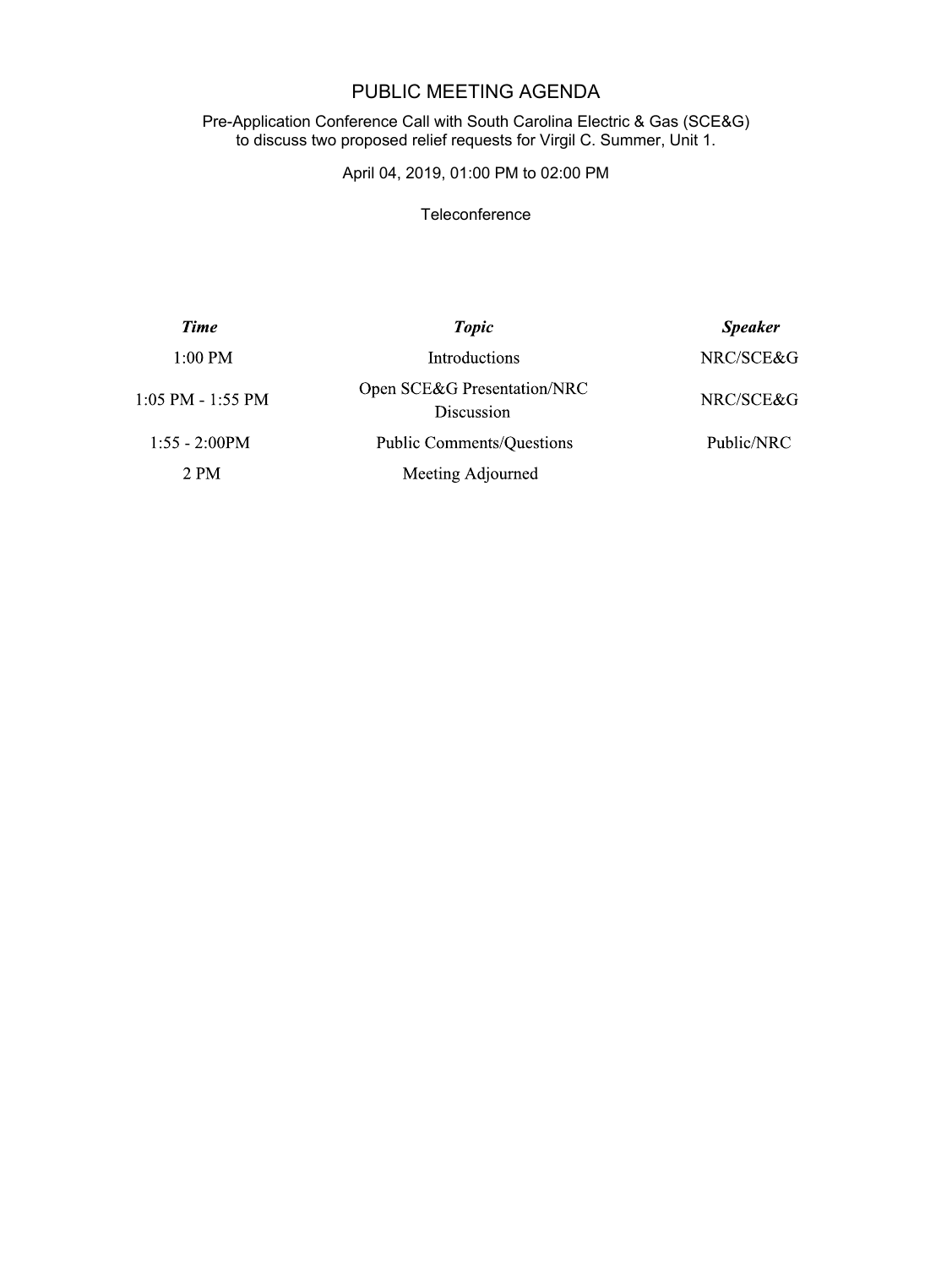# PUBLIC MEETING AGENDA

Pre-Application Conference Call with South Carolina Electric & Gas (SCE&G) to discuss two proposed relief requests for Virgil C. Summer, Unit 1.

April 04, 2019, 01:00 PM to 02:00 PM

Teleconference

| *Time* | *Topic* | *Speaker* |
|---|---|---|
| 1:00 PM | Introductions | NRC/SCE&G |
| 1:05 PM - 1:55 PM | Open SCE&G Presentation/NRC Discussion | NRC/SCE&G |
| 1:55 - 2:00PM | Public Comments/Questions | Public/NRC |
| 2 PM | Meeting Adjourned | |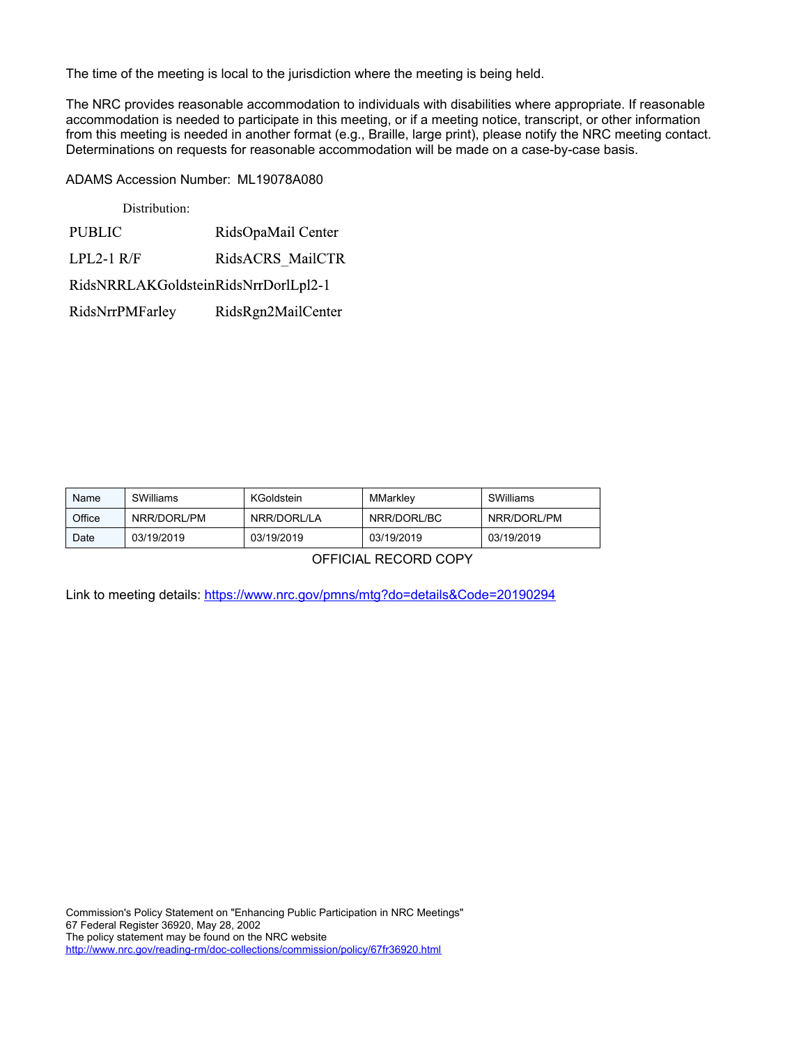The time of the meeting is local to the jurisdiction where the meeting is being held.

The NRC provides reasonable accommodation to individuals with disabilities where appropriate. If reasonable accommodation is needed to participate in this meeting, or if a meeting notice, transcript, or other information from this meeting is needed in another format (e.g., Braille, large print), please notify the NRC meeting contact. Determinations on requests for reasonable accommodation will be made on a case-by-case basis.

ADAMS Accession Number: ML19078A080

Distribution:

| | |
|---|---|
| PUBLIC | RidsOpaMail Center |
| LPL2-1 R/F | RidsACRS_MailCTR |
| RidsNRRLAKGoldstein | RidsNrrDorlLpl2-1 |
| RidsNrrPMFarley | RidsRgn2MailCenter |

| Name | SWilliams | KGoldstein | MMarkley | SWilliams |
|---|---|---|---|---|
| Office | NRR/DORL/PM | NRR/DORL/LA | NRR/DORL/BC | NRR/DORL/PM |
| Date | 03/19/2019 | 03/19/2019 | 03/19/2019 | 03/19/2019 |

OFFICIAL RECORD COPY

Link to meeting details: https://www.nrc.gov/pmns/mtg?do=details&Code=20190294

Commission's Policy Statement on "Enhancing Public Participation in NRC Meetings"
67 Federal Register 36920, May 28, 2002
The policy statement may be found on the NRC website
http://www.nrc.gov/reading-rm/doc-collections/commission/policy/67fr36920.html